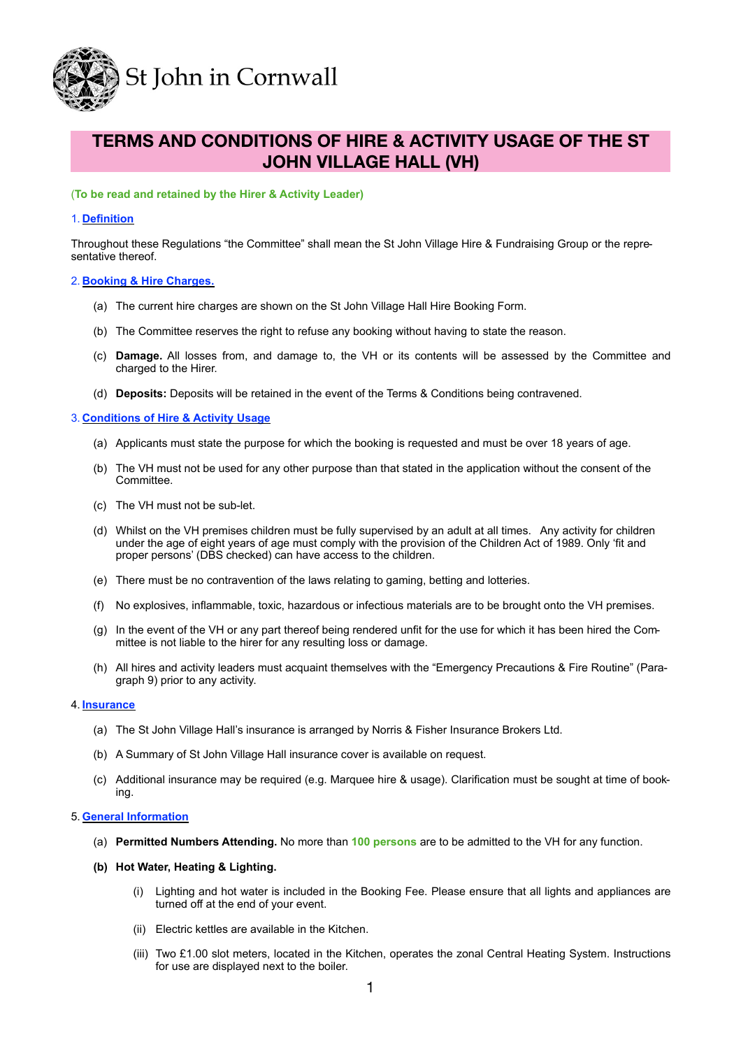St John in Cornwall

# TERMS AND CONDITIONS OF HIRE & ACTIVITY USAGE OF THE ST JOHN VILLAGE HALL (VH)

**(To be read and retained by the Hirer & Activity Leader)**

## 1. Definition

Throughout these Regulations "the Committee" shall mean the St John Village Hire & Fundraising Group or the representative thereof.

## 2. Booking & Hire Charges.

(a) The current hire charges are shown on the St John Village Hall Hire Booking Form.

(b) The Committee reserves the right to refuse any booking without having to state the reason.

(c) **Damage.** All losses from, and damage to, the VH or its contents will be assessed by the Committee and charged to the Hirer.

(d) **Deposits:** Deposits will be retained in the event of the Terms & Conditions being contravened.

## 3. Conditions of Hire & Activity Usage

(a) Applicants must state the purpose for which the booking is requested and must be over 18 years of age.

(b) The VH must not be used for any other purpose than that stated in the application without the consent of the Committee.

(c) The VH must not be sub-let.

(d) Whilst on the VH premises children must be fully supervised by an adult at all times. Any activity for children under the age of eight years of age must comply with the provision of the Children Act of 1989. Only 'fit and proper persons' (DBS checked) can have access to the children.

(e) There must be no contravention of the laws relating to gaming, betting and lotteries.

(f) No explosives, inflammable, toxic, hazardous or infectious materials are to be brought onto the VH premises.

(g) In the event of the VH or any part thereof being rendered unfit for the use for which it has been hired the Committee is not liable to the hirer for any resulting loss or damage.

(h) All hires and activity leaders must acquaint themselves with the "Emergency Precautions & Fire Routine" (Paragraph 9) prior to any activity.

## 4. Insurance

(a) The St John Village Hall's insurance is arranged by Norris & Fisher Insurance Brokers Ltd.

(b) A Summary of St John Village Hall insurance cover is available on request.

(c) Additional insurance may be required (e.g. Marquee hire & usage). Clarification must be sought at time of booking.

## 5. General Information

(a) **Permitted Numbers Attending.** No more than **100 persons** are to be admitted to the VH for any function.

**(b) Hot Water, Heating & Lighting.**

(i) Lighting and hot water is included in the Booking Fee. Please ensure that all lights and appliances are turned off at the end of your event.

(ii) Electric kettles are available in the Kitchen.

(iii) Two £1.00 slot meters, located in the Kitchen, operates the zonal Central Heating System. Instructions for use are displayed next to the boiler.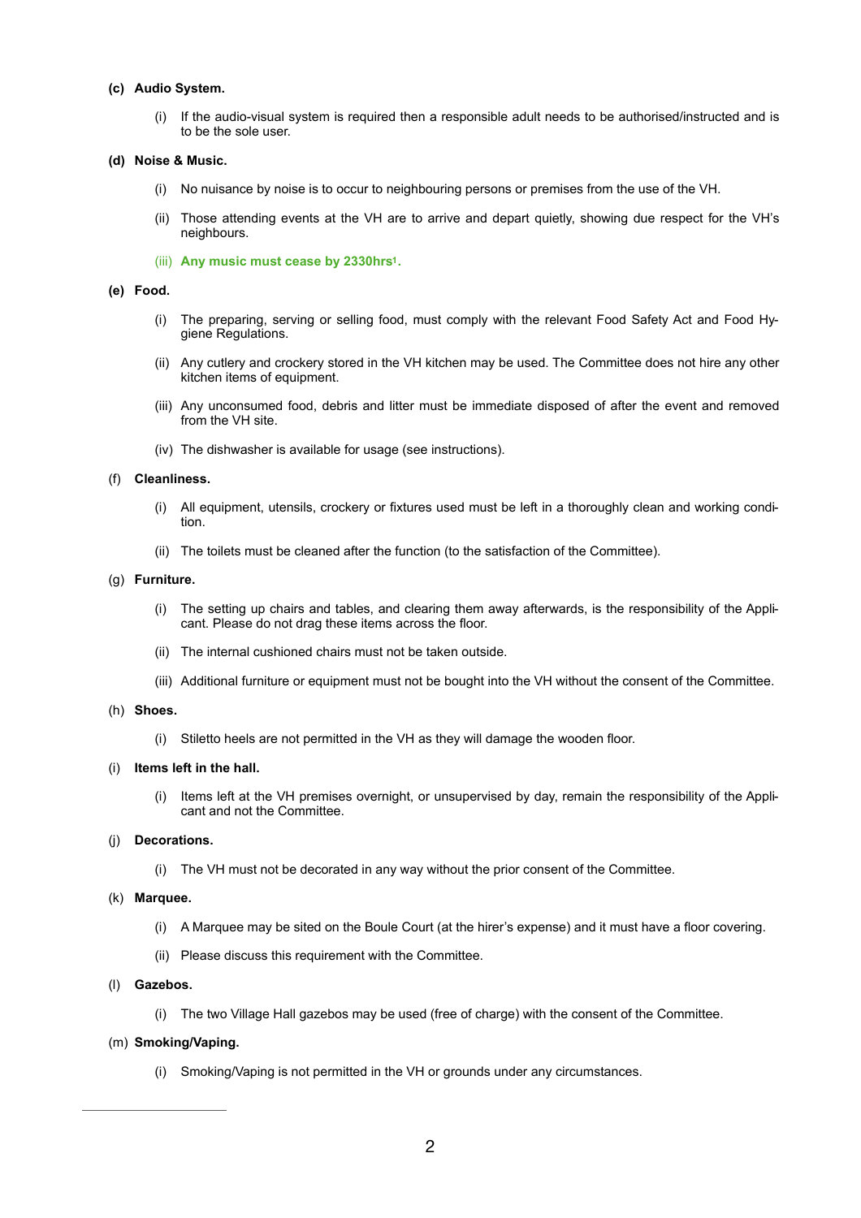**(c) Audio System.**

(i) If the audio-visual system is required then a responsible adult needs to be authorised/instructed and is to be the sole user.

**(d) Noise & Music.**

(i) No nuisance by noise is to occur to neighbouring persons or premises from the use of the VH.

(ii) Those attending events at the VH are to arrive and depart quietly, showing due respect for the VH's neighbours.

(iii) **Any music must cease by 2330hrs[1].**

**(e) Food.**

(i) The preparing, serving or selling food, must comply with the relevant Food Safety Act and Food Hygiene Regulations.

(ii) Any cutlery and crockery stored in the VH kitchen may be used. The Committee does not hire any other kitchen items of equipment.

(iii) Any unconsumed food, debris and litter must be immediate disposed of after the event and removed from the VH site.

(iv) The dishwasher is available for usage (see instructions).

(f) **Cleanliness.**

(i) All equipment, utensils, crockery or fixtures used must be left in a thoroughly clean and working condition.

(ii) The toilets must be cleaned after the function (to the satisfaction of the Committee).

(g) **Furniture.**

(i) The setting up chairs and tables, and clearing them away afterwards, is the responsibility of the Applicant. Please do not drag these items across the floor.

(ii) The internal cushioned chairs must not be taken outside.

(iii) Additional furniture or equipment must not be bought into the VH without the consent of the Committee.

(h) **Shoes.**

(i) Stiletto heels are not permitted in the VH as they will damage the wooden floor.

(i) **Items left in the hall.**

(i) Items left at the VH premises overnight, or unsupervised by day, remain the responsibility of the Applicant and not the Committee.

(j) **Decorations.**

(i) The VH must not be decorated in any way without the prior consent of the Committee.

(k) **Marquee.**

(i) A Marquee may be sited on the Boule Court (at the hirer's expense) and it must have a floor covering.

(ii) Please discuss this requirement with the Committee.

(l) **Gazebos.**

(i) The two Village Hall gazebos may be used (free of charge) with the consent of the Committee.

(m) **Smoking/Vaping.**

(i) Smoking/Vaping is not permitted in the VH or grounds under any circumstances.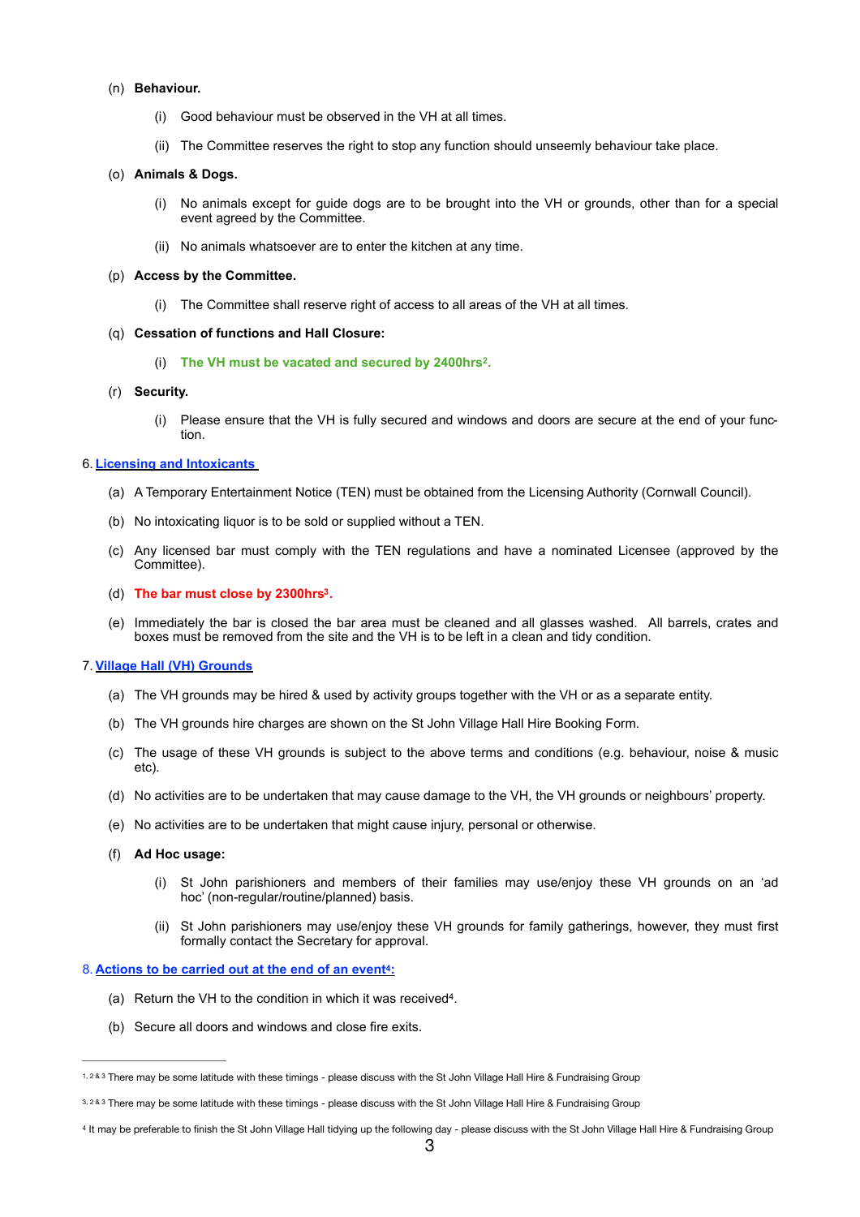(n) **Behaviour.**

(i) Good behaviour must be observed in the VH at all times.

(ii) The Committee reserves the right to stop any function should unseemly behaviour take place.

(o) **Animals & Dogs.**

(i) No animals except for guide dogs are to be brought into the VH or grounds, other than for a special event agreed by the Committee.

(ii) No animals whatsoever are to enter the kitchen at any time.

(p) **Access by the Committee.**

(i) The Committee shall reserve right of access to all areas of the VH at all times.

(q) **Cessation of functions and Hall Closure:**

(i) **The VH must be vacated and secured by 2400hrs[2].**

(r) **Security.**

(i) Please ensure that the VH is fully secured and windows and doors are secure at the end of your function.

## 6. Licensing and Intoxicants

(a) A Temporary Entertainment Notice (TEN) must be obtained from the Licensing Authority (Cornwall Council).

(b) No intoxicating liquor is to be sold or supplied without a TEN.

(c) Any licensed bar must comply with the TEN regulations and have a nominated Licensee (approved by the Committee).

(d) **The bar must close by 2300hrs[3].**

(e) Immediately the bar is closed the bar area must be cleaned and all glasses washed. All barrels, crates and boxes must be removed from the site and the VH is to be left in a clean and tidy condition.

## 7. Village Hall (VH) Grounds

(a) The VH grounds may be hired & used by activity groups together with the VH or as a separate entity.

(b) The VH grounds hire charges are shown on the St John Village Hall Hire Booking Form.

(c) The usage of these VH grounds is subject to the above terms and conditions (e.g. behaviour, noise & music etc).

(d) No activities are to be undertaken that may cause damage to the VH, the VH grounds or neighbours' property.

(e) No activities are to be undertaken that might cause injury, personal or otherwise.

(f) **Ad Hoc usage:**

(i) St John parishioners and members of their families may use/enjoy these VH grounds on an 'ad hoc' (non-regular/routine/planned) basis.

(ii) St John parishioners may use/enjoy these VH grounds for family gatherings, however, they must first formally contact the Secretary for approval.

## 8. Actions to be carried out at the end of an event[4]:

(a) Return the VH to the condition in which it was received[4].

(b) Secure all doors and windows and close fire exits.

---

[1, 2 & 3] There may be some latitude with these timings - please discuss with the St John Village Hall Hire & Fundraising Group

[3, 2 & 3] There may be some latitude with these timings - please discuss with the St John Village Hall Hire & Fundraising Group

[4] It may be preferable to finish the St John Village Hall tidying up the following day - please discuss with the St John Village Hall Hire & Fundraising Group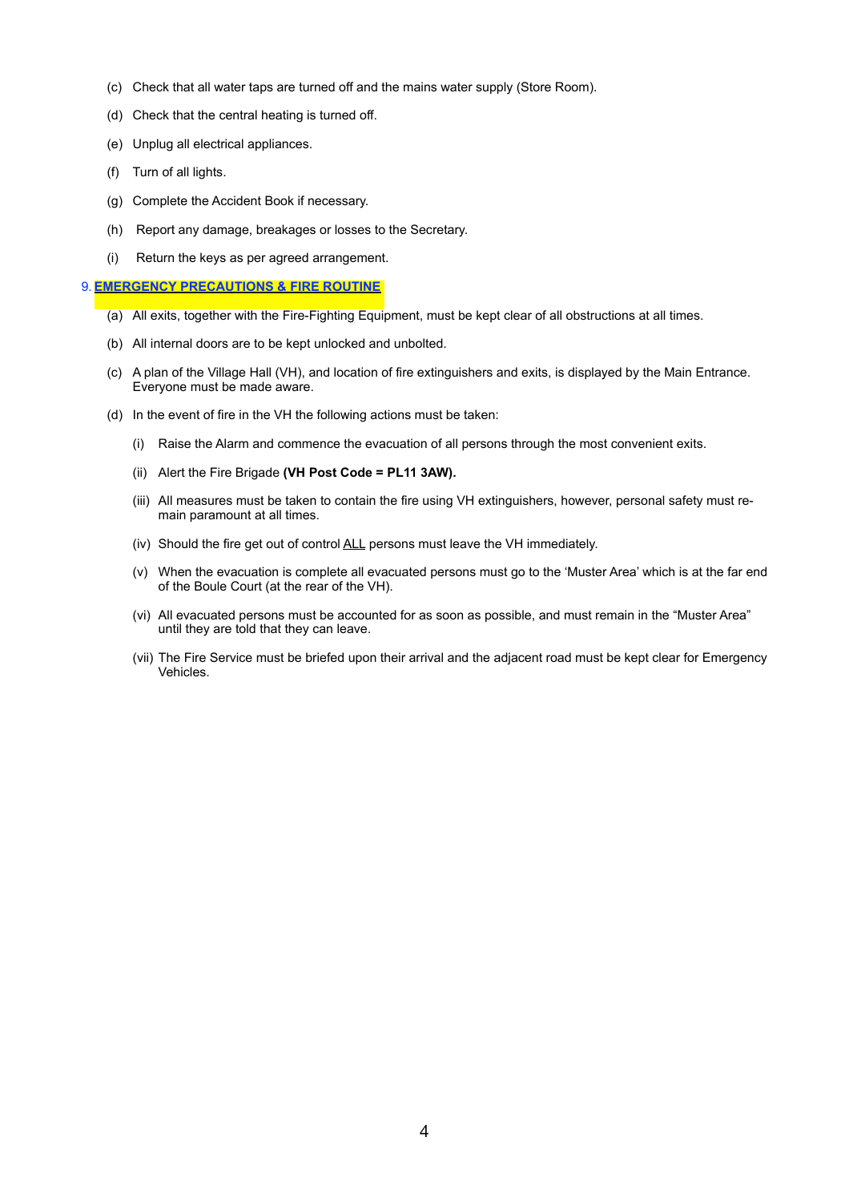(c) Check that all water taps are turned off and the mains water supply (Store Room).

(d) Check that the central heating is turned off.

(e) Unplug all electrical appliances.

(f) Turn of all lights.

(g) Complete the Accident Book if necessary.

(h) Report any damage, breakages or losses to the Secretary.

(i) Return the keys as per agreed arrangement.

## 9. EMERGENCY PRECAUTIONS & FIRE ROUTINE

(a) All exits, together with the Fire-Fighting Equipment, must be kept clear of all obstructions at all times.

(b) All internal doors are to be kept unlocked and unbolted.

(c) A plan of the Village Hall (VH), and location of fire extinguishers and exits, is displayed by the Main Entrance. Everyone must be made aware.

(d) In the event of fire in the VH the following actions must be taken:

(i) Raise the Alarm and commence the evacuation of all persons through the most convenient exits.

(ii) Alert the Fire Brigade **(VH Post Code = PL11 3AW).**

(iii) All measures must be taken to contain the fire using VH extinguishers, however, personal safety must remain paramount at all times.

(iv) Should the fire get out of control <u>ALL</u> persons must leave the VH immediately.

(v) When the evacuation is complete all evacuated persons must go to the 'Muster Area' which is at the far end of the Boule Court (at the rear of the VH).

(vi) All evacuated persons must be accounted for as soon as possible, and must remain in the "Muster Area" until they are told that they can leave.

(vii) The Fire Service must be briefed upon their arrival and the adjacent road must be kept clear for Emergency Vehicles.